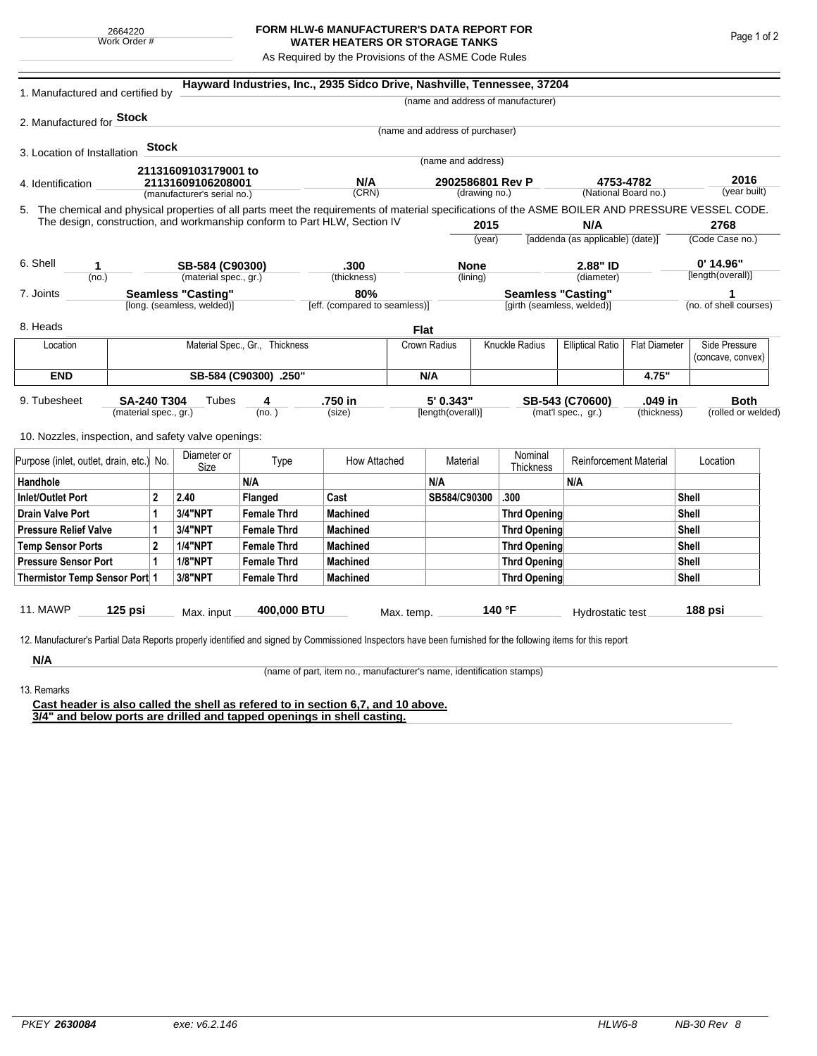2664220
Work Order #

# FORM HLW-6 MANUFACTURER'S DATA REPORT FOR WATER HEATERS OR STORAGE TANKS

As Required by the Provisions of the ASME Code Rules

1. Manufactured and certified by **Hayward Industries, Inc., 2935 Sidco Drive, Nashville, Tennessee, 37204**
(name and address of manufacturer)

2. Manufactured for **Stock**
(name and address of purchaser)

3. Location of Installation **Stock**
(name and address)

4. Identification **21131609103179001 to 21131609106208001** (manufacturer's serial no.) **N/A** (CRN) **2902586801 Rev P** (drawing no.) **4753-4782** (National Board no.) **2016** (year built)

5. The chemical and physical properties of all parts meet the requirements of material specifications of the ASME BOILER AND PRESSURE VESSEL CODE. The design, construction, and workmanship conform to Part HLW, Section IV **2015** (year) **N/A** [addenda (as applicable) (date)] **2768** (Code Case no.)

6. Shell **1** (no.) **SB-584 (C90300)** (material spec., gr.) **.300** (thickness) **None** (lining) **2.88" ID** (diameter) **0' 14.96"** [length(overall)]

7. Joints **Seamless "Casting"** [long. (seamless, welded)] **80%** [eff. (compared to seamless)] **Seamless "Casting"** [girth (seamless, welded)] **1** (no. of shell courses)

8. Heads **Flat**

| Location | Material Spec., Gr., Thickness | Crown Radius | Knuckle Radius | Elliptical Ratio | Flat Diameter | Side Pressure (concave, convex) |
|---|---|---|---|---|---|---|
| **END** | **SB-584 (C90300) .250"** | **N/A** | | | **4.75"** | |

9. Tubesheet **SA-240 T304** (material spec., gr.) Tubes **4** (no.) **.750 in** (size) **5' 0.343"** [length(overall)] **SB-543 (C70600)** (mat'l spec., gr.) **.049 in** (thickness) **Both** (rolled or welded)

10. Nozzles, inspection, and safety valve openings:

| Purpose (inlet, outlet, drain, etc.) | No. | Diameter or Size | Type | How Attached | Material | Nominal Thickness | Reinforcement Material | Location |
|---|---|---|---|---|---|---|---|---|
| **Handhole** | | | **N/A** | | **N/A** | | **N/A** | |
| **Inlet/Outlet Port** | **2** | **2.40** | **Flanged** | **Cast** | **SB584/C90300** | **.300** | | **Shell** |
| **Drain Valve Port** | **1** | **3/4"NPT** | **Female Thrd** | **Machined** | | **Thrd Opening** | | **Shell** |
| **Pressure Relief Valve** | **1** | **3/4"NPT** | **Female Thrd** | **Machined** | | **Thrd Opening** | | **Shell** |
| **Temp Sensor Ports** | **2** | **1/4"NPT** | **Female Thrd** | **Machined** | | **Thrd Opening** | | **Shell** |
| **Pressure Sensor Port** | **1** | **1/8"NPT** | **Female Thrd** | **Machined** | | **Thrd Opening** | | **Shell** |
| **Thermistor Temp Sensor Port** | **1** | **3/8"NPT** | **Female Thrd** | **Machined** | | **Thrd Opening** | | **Shell** |

11. MAWP **125 psi** Max. input **400,000 BTU** Max. temp. **140 °F** Hydrostatic test **188 psi**

12. Manufacturer's Partial Data Reports properly identified and signed by Commissioned Inspectors have been furnished for the following items for this report

**N/A**
(name of part, item no., manufacturer's name, identification stamps)

13. Remarks

**Cast header is also called the shell as refered to in section 6,7, and 10 above.**
**3/4" and below ports are drilled and tapped openings in shell casting.**

PKEY **2630084** exe: v6.2.146 HLW6-8 NB-30 Rev 8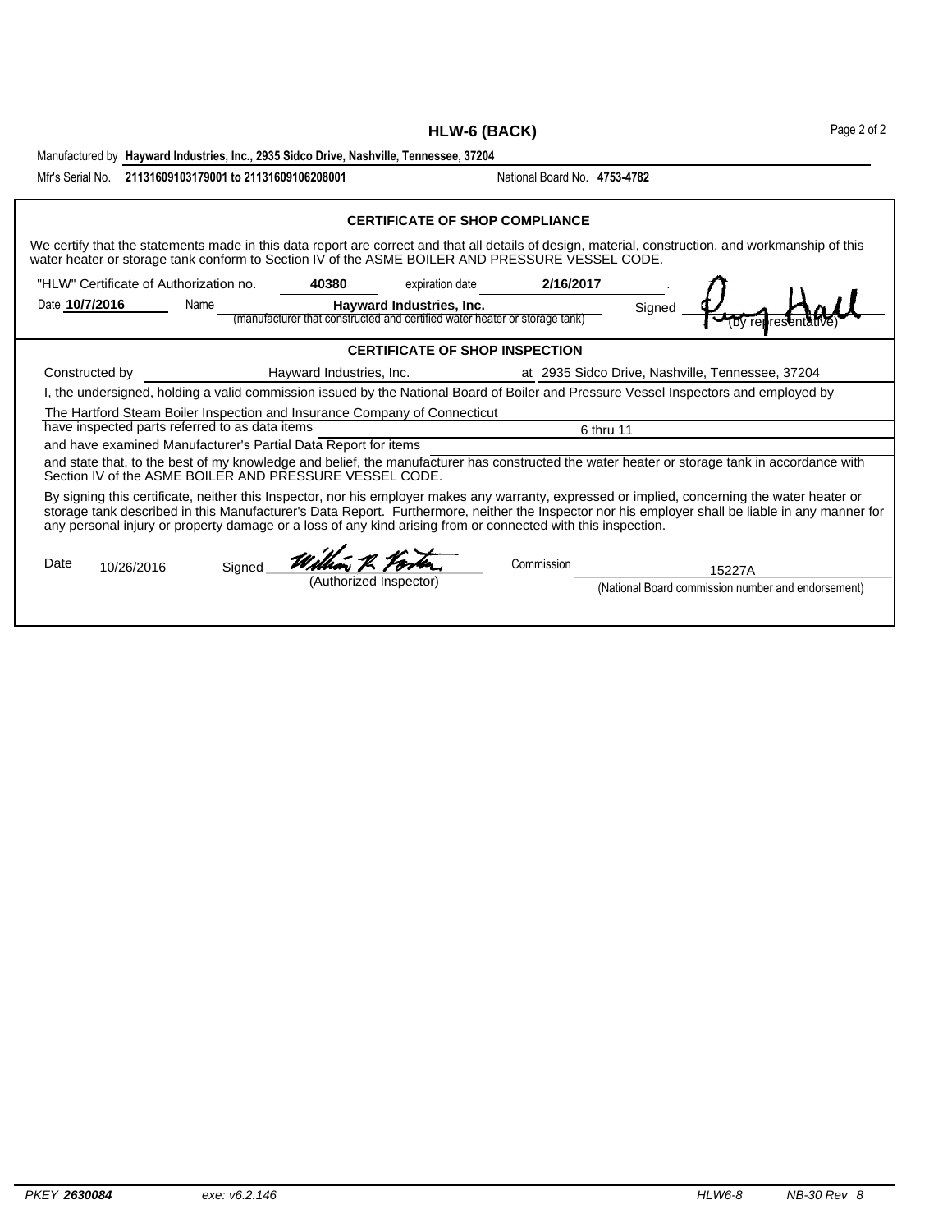# HLW-6 (BACK)

Manufactured by **Hayward Industries, Inc., 2935 Sidco Drive, Nashville, Tennessee, 37204**

Mfr's Serial No. **21131609103179001 to 21131609106208001** National Board No. **4753-4782**

## CERTIFICATE OF SHOP COMPLIANCE

We certify that the statements made in this data report are correct and that all details of design, material, construction, and workmanship of this water heater or storage tank conform to Section IV of the ASME BOILER AND PRESSURE VESSEL CODE.

"HLW" Certificate of Authorization no. **40380** expiration date **2/16/2017**.

Date **10/7/2016** Name **Hayward Industries, Inc.** Signed Perry Hall
(manufacturer that constructed and certified water heater or storage tank) (by representative)

## CERTIFICATE OF SHOP INSPECTION

Constructed by Hayward Industries, Inc. at 2935 Sidco Drive, Nashville, Tennessee, 37204

I, the undersigned, holding a valid commission issued by the National Board of Boiler and Pressure Vessel Inspectors and employed by The Hartford Steam Boiler Inspection and Insurance Company of Connecticut

have inspected parts referred to as data items 6 thru 11

and have examined Manufacturer's Partial Data Report for items

and state that, to the best of my knowledge and belief, the manufacturer has constructed the water heater or storage tank in accordance with Section IV of the ASME BOILER AND PRESSURE VESSEL CODE.

By signing this certificate, neither this Inspector, nor his employer makes any warranty, expressed or implied, concerning the water heater or storage tank described in this Manufacturer's Data Report. Furthermore, neither the Inspector nor his employer shall be liable in any manner for any personal injury or property damage or a loss of any kind arising from or connected with this inspection.

Date 10/26/2016 Signed William R. Foster Commission 15227A
(Authorized Inspector) (National Board commission number and endorsement)

PKEY 2630084 exe: v6.2.146 HLW6-8 NB-30 Rev 8